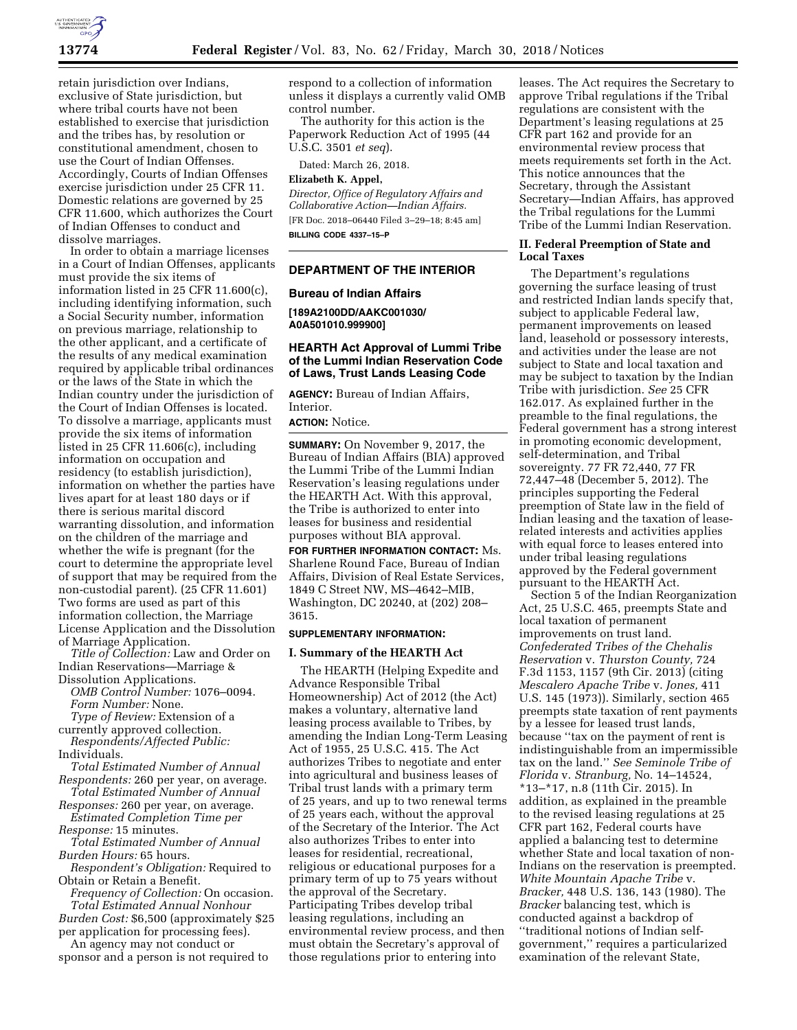retain jurisdiction over Indians, exclusive of State jurisdiction, but where tribal courts have not been established to exercise that jurisdiction and the tribes has, by resolution or constitutional amendment, chosen to use the Court of Indian Offenses. Accordingly, Courts of Indian Offenses exercise jurisdiction under 25 CFR 11. Domestic relations are governed by 25 CFR 11.600, which authorizes the Court of Indian Offenses to conduct and dissolve marriages.

In order to obtain a marriage licenses in a Court of Indian Offenses, applicants must provide the six items of information listed in 25 CFR 11.600(c), including identifying information, such a Social Security number, information on previous marriage, relationship to the other applicant, and a certificate of the results of any medical examination required by applicable tribal ordinances or the laws of the State in which the Indian country under the jurisdiction of the Court of Indian Offenses is located. To dissolve a marriage, applicants must provide the six items of information listed in 25 CFR 11.606(c), including information on occupation and residency (to establish jurisdiction), information on whether the parties have lives apart for at least 180 days or if there is serious marital discord warranting dissolution, and information on the children of the marriage and whether the wife is pregnant (for the court to determine the appropriate level of support that may be required from the non-custodial parent). (25 CFR 11.601) Two forms are used as part of this information collection, the Marriage License Application and the Dissolution of Marriage Application.

*Title of Collection:* Law and Order on Indian Reservations—Marriage & Dissolution Applications.

*OMB Control Number:* 1076–0094.

*Form Number:* None.

*Type of Review:* Extension of a currently approved collection.

*Respondents/Affected Public:* Individuals.

*Total Estimated Number of Annual Respondents:* 260 per year, on average.

*Total Estimated Number of Annual Responses:* 260 per year, on average.

*Estimated Completion Time per Response:* 15 minutes.

*Total Estimated Number of Annual Burden Hours:* 65 hours.

*Respondent's Obligation:* Required to Obtain or Retain a Benefit.

*Frequency of Collection:* On occasion.

*Total Estimated Annual Nonhour Burden Cost:* $6,500 (approximately $25 per application for processing fees).

An agency may not conduct or sponsor and a person is not required to respond to a collection of information unless it displays a currently valid OMB control number.

The authority for this action is the Paperwork Reduction Act of 1995 (44 U.S.C. 3501 *et seq*).

Dated: March 26, 2018.

**Elizabeth K. Appel,**

*Director, Office of Regulatory Affairs and Collaborative Action—Indian Affairs.*

[FR Doc. 2018–06440 Filed 3–29–18; 8:45 am]

**BILLING CODE 4337–15–P**

---

## DEPARTMENT OF THE INTERIOR

### Bureau of Indian Affairs

**[189A2100DD/AAKC001030/A0A501010.999900]**

### HEARTH Act Approval of Lummi Tribe of the Lummi Indian Reservation Code of Laws, Trust Lands Leasing Code

**AGENCY:** Bureau of Indian Affairs, Interior.

**ACTION:** Notice.

**SUMMARY:** On November 9, 2017, the Bureau of Indian Affairs (BIA) approved the Lummi Tribe of the Lummi Indian Reservation's leasing regulations under the HEARTH Act. With this approval, the Tribe is authorized to enter into leases for business and residential purposes without BIA approval.

**FOR FURTHER INFORMATION CONTACT:** Ms. Sharlene Round Face, Bureau of Indian Affairs, Division of Real Estate Services, 1849 C Street NW, MS–4642–MIB, Washington, DC 20240, at (202) 208–3615.

**SUPPLEMENTARY INFORMATION:**

#### I. Summary of the HEARTH Act

The HEARTH (Helping Expedite and Advance Responsible Tribal Homeownership) Act of 2012 (the Act) makes a voluntary, alternative land leasing process available to Tribes, by amending the Indian Long-Term Leasing Act of 1955, 25 U.S.C. 415. The Act authorizes Tribes to negotiate and enter into agricultural and business leases of Tribal trust lands with a primary term of 25 years, and up to two renewal terms of 25 years each, without the approval of the Secretary of the Interior. The Act also authorizes Tribes to enter into leases for residential, recreational, religious or educational purposes for a primary term of up to 75 years without the approval of the Secretary. Participating Tribes develop tribal leasing regulations, including an environmental review process, and then must obtain the Secretary's approval of those regulations prior to entering into leases. The Act requires the Secretary to approve Tribal regulations if the Tribal regulations are consistent with the Department's leasing regulations at 25 CFR part 162 and provide for an environmental review process that meets requirements set forth in the Act. This notice announces that the Secretary, through the Assistant Secretary—Indian Affairs, has approved the Tribal regulations for the Lummi Tribe of the Lummi Indian Reservation.

#### II. Federal Preemption of State and Local Taxes

The Department's regulations governing the surface leasing of trust and restricted Indian lands specify that, subject to applicable Federal law, permanent improvements on leased land, leasehold or possessory interests, and activities under the lease are not subject to State and local taxation and may be subject to taxation by the Indian Tribe with jurisdiction. *See* 25 CFR 162.017. As explained further in the preamble to the final regulations, the Federal government has a strong interest in promoting economic development, self-determination, and Tribal sovereignty. 77 FR 72,440, 77 FR 72,447–48 (December 5, 2012). The principles supporting the Federal preemption of State law in the field of Indian leasing and the taxation of lease-related interests and activities applies with equal force to leases entered into under tribal leasing regulations approved by the Federal government pursuant to the HEARTH Act.

Section 5 of the Indian Reorganization Act, 25 U.S.C. 465, preempts State and local taxation of permanent improvements on trust land. *Confederated Tribes of the Chehalis Reservation* v. *Thurston County,* 724 F.3d 1153, 1157 (9th Cir. 2013) (citing *Mescalero Apache Tribe* v. *Jones,* 411 U.S. 145 (1973)). Similarly, section 465 preempts state taxation of rent payments by a lessee for leased trust lands, because "tax on the payment of rent is indistinguishable from an impermissible tax on the land." *See Seminole Tribe of Florida* v. *Stranburg,* No. 14–14524, *13–*17, n.8 (11th Cir. 2015). In addition, as explained in the preamble to the revised leasing regulations at 25 CFR part 162, Federal courts have applied a balancing test to determine whether State and local taxation of non-Indians on the reservation is preempted. *White Mountain Apache Tribe* v. *Bracker,* 448 U.S. 136, 143 (1980). The *Bracker* balancing test, which is conducted against a backdrop of "traditional notions of Indian self-government," requires a particularized examination of the relevant State,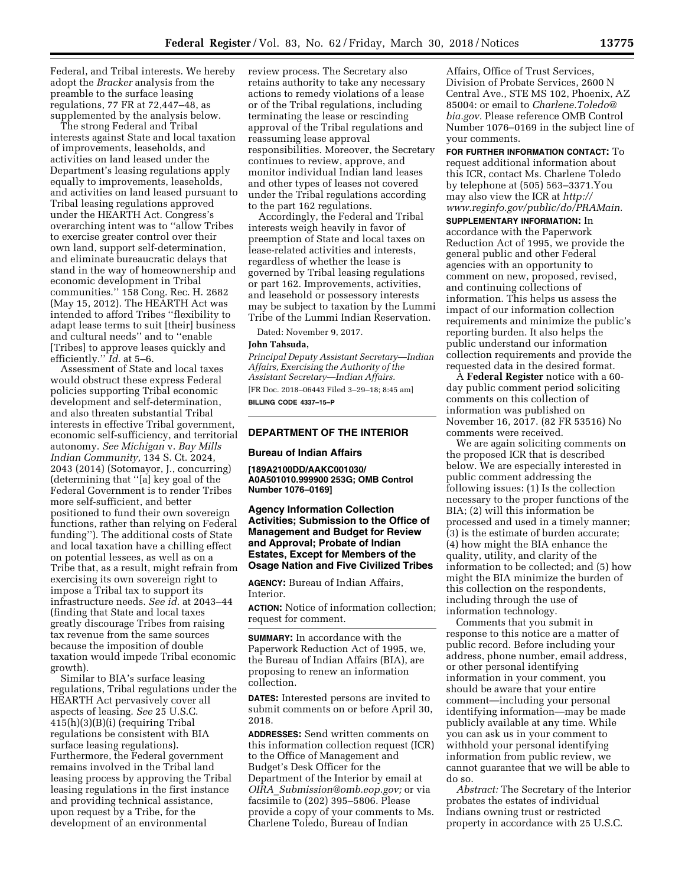Federal, and Tribal interests. We hereby adopt the *Bracker* analysis from the preamble to the surface leasing regulations, 77 FR at 72,447–48, as supplemented by the analysis below.

The strong Federal and Tribal interests against State and local taxation of improvements, leaseholds, and activities on land leased under the Department's leasing regulations apply equally to improvements, leaseholds, and activities on land leased pursuant to Tribal leasing regulations approved under the HEARTH Act. Congress's overarching intent was to ''allow Tribes to exercise greater control over their own land, support self-determination, and eliminate bureaucratic delays that stand in the way of homeownership and economic development in Tribal communities.'' 158 Cong. Rec. H. 2682 (May 15, 2012). The HEARTH Act was intended to afford Tribes ''flexibility to adapt lease terms to suit [their] business and cultural needs'' and to ''enable [Tribes] to approve leases quickly and efficiently.'' *Id.* at 5–6.

Assessment of State and local taxes would obstruct these express Federal policies supporting Tribal economic development and self-determination, and also threaten substantial Tribal interests in effective Tribal government, economic self-sufficiency, and territorial autonomy. *See Michigan* v. *Bay Mills Indian Community,* 134 S. Ct. 2024, 2043 (2014) (Sotomayor, J., concurring) (determining that ''[a] key goal of the Federal Government is to render Tribes more self-sufficient, and better positioned to fund their own sovereign functions, rather than relying on Federal funding''). The additional costs of State and local taxation have a chilling effect on potential lessees, as well as on a Tribe that, as a result, might refrain from exercising its own sovereign right to impose a Tribal tax to support its infrastructure needs. *See id.* at 2043–44 (finding that State and local taxes greatly discourage Tribes from raising tax revenue from the same sources because the imposition of double taxation would impede Tribal economic growth).

Similar to BIA's surface leasing regulations, Tribal regulations under the HEARTH Act pervasively cover all aspects of leasing. *See* 25 U.S.C. 415(h)(3)(B)(i) (requiring Tribal regulations be consistent with BIA surface leasing regulations). Furthermore, the Federal government remains involved in the Tribal land leasing process by approving the Tribal leasing regulations in the first instance and providing technical assistance, upon request by a Tribe, for the development of an environmental review process. The Secretary also retains authority to take any necessary actions to remedy violations of a lease or of the Tribal regulations, including terminating the lease or rescinding approval of the Tribal regulations and reassuming lease approval responsibilities. Moreover, the Secretary continues to review, approve, and monitor individual Indian land leases and other types of leases not covered under the Tribal regulations according to the part 162 regulations.

Accordingly, the Federal and Tribal interests weigh heavily in favor of preemption of State and local taxes on lease-related activities and interests, regardless of whether the lease is governed by Tribal leasing regulations or part 162. Improvements, activities, and leasehold or possessory interests may be subject to taxation by the Lummi Tribe of the Lummi Indian Reservation.

Dated: November 9, 2017.

**John Tahsuda,**

*Principal Deputy Assistant Secretary—Indian Affairs, Exercising the Authority of the Assistant Secretary—Indian Affairs.*

[FR Doc. 2018–06443 Filed 3–29–18; 8:45 am]

**BILLING CODE 4337–15–P**

## DEPARTMENT OF THE INTERIOR

### Bureau of Indian Affairs

**[189A2100DD/AAKC001030/A0A501010.999900 253G; OMB Control Number 1076–0169]**

### Agency Information Collection Activities; Submission to the Office of Management and Budget for Review and Approval; Probate of Indian Estates, Except for Members of the Osage Nation and Five Civilized Tribes

**AGENCY:** Bureau of Indian Affairs, Interior.

**ACTION:** Notice of information collection; request for comment.

**SUMMARY:** In accordance with the Paperwork Reduction Act of 1995, we, the Bureau of Indian Affairs (BIA), are proposing to renew an information collection.

**DATES:** Interested persons are invited to submit comments on or before April 30, 2018.

**ADDRESSES:** Send written comments on this information collection request (ICR) to the Office of Management and Budget's Desk Officer for the Department of the Interior by email at *OIRA_Submission@omb.eop.gov;* or via facsimile to (202) 395–5806. Please provide a copy of your comments to Ms. Charlene Toledo, Bureau of Indian Affairs, Office of Trust Services, Division of Probate Services, 2600 N Central Ave., STE MS 102, Phoenix, AZ 85004: or email to *Charlene.Toledo@bia.gov.* Please reference OMB Control Number 1076–0169 in the subject line of your comments.

**FOR FURTHER INFORMATION CONTACT:** To request additional information about this ICR, contact Ms. Charlene Toledo by telephone at (505) 563–3371.You may also view the ICR at *http://www.reginfo.gov/public/do/PRAMain.*

**SUPPLEMENTARY INFORMATION:** In accordance with the Paperwork Reduction Act of 1995, we provide the general public and other Federal agencies with an opportunity to comment on new, proposed, revised, and continuing collections of information. This helps us assess the impact of our information collection requirements and minimize the public's reporting burden. It also helps the public understand our information collection requirements and provide the requested data in the desired format.

A **Federal Register** notice with a 60-day public comment period soliciting comments on this collection of information was published on November 16, 2017. (82 FR 53516) No comments were received.

We are again soliciting comments on the proposed ICR that is described below. We are especially interested in public comment addressing the following issues: (1) Is the collection necessary to the proper functions of the BIA; (2) will this information be processed and used in a timely manner; (3) is the estimate of burden accurate; (4) how might the BIA enhance the quality, utility, and clarity of the information to be collected; and (5) how might the BIA minimize the burden of this collection on the respondents, including through the use of information technology.

Comments that you submit in response to this notice are a matter of public record. Before including your address, phone number, email address, or other personal identifying information in your comment, you should be aware that your entire comment—including your personal identifying information—may be made publicly available at any time. While you can ask us in your comment to withhold your personal identifying information from public review, we cannot guarantee that we will be able to do so.

*Abstract:* The Secretary of the Interior probates the estates of individual Indians owning trust or restricted property in accordance with 25 U.S.C.